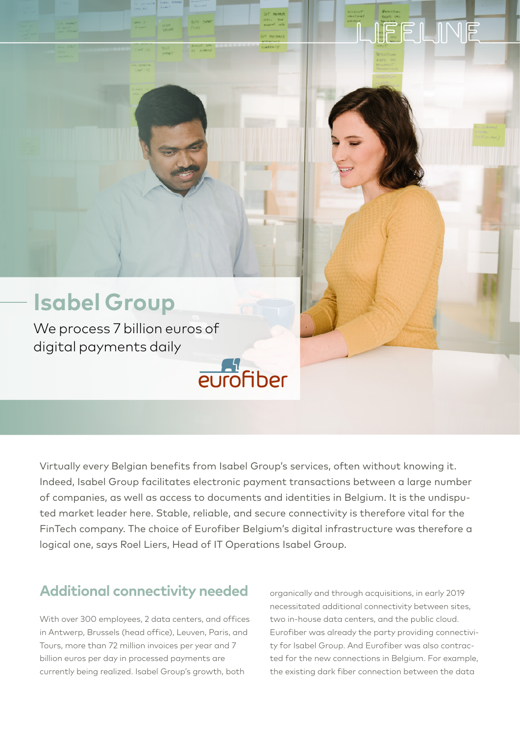LIFELINE

# Isabel Group

We process 7 billion euros of digital payments daily

eurofiber

Virtually every Belgian benefits from Isabel Group's services, often without knowing it. Indeed, Isabel Group facilitates electronic payment transactions between a large number of companies, as well as access to documents and identities in Belgium. It is the undisputed market leader here. Stable, reliable, and secure connectivity is therefore vital for the FinTech company. The choice of Eurofiber Belgium's digital infrastructure was therefore a logical one, says Roel Liers, Head of IT Operations Isabel Group.

## Additional connectivity needed

With over 300 employees, 2 data centers, and offices in Antwerp, Brussels (head office), Leuven, Paris, and Tours, more than 72 million invoices per year and 7 billion euros per day in processed payments are currently being realized. Isabel Group's growth, both organically and through acquisitions, in early 2019 necessitated additional connectivity between sites, two in-house data centers, and the public cloud. Eurofiber was already the party providing connectivity for Isabel Group. And Eurofiber was also contracted for the new connections in Belgium. For example, the existing dark fiber connection between the data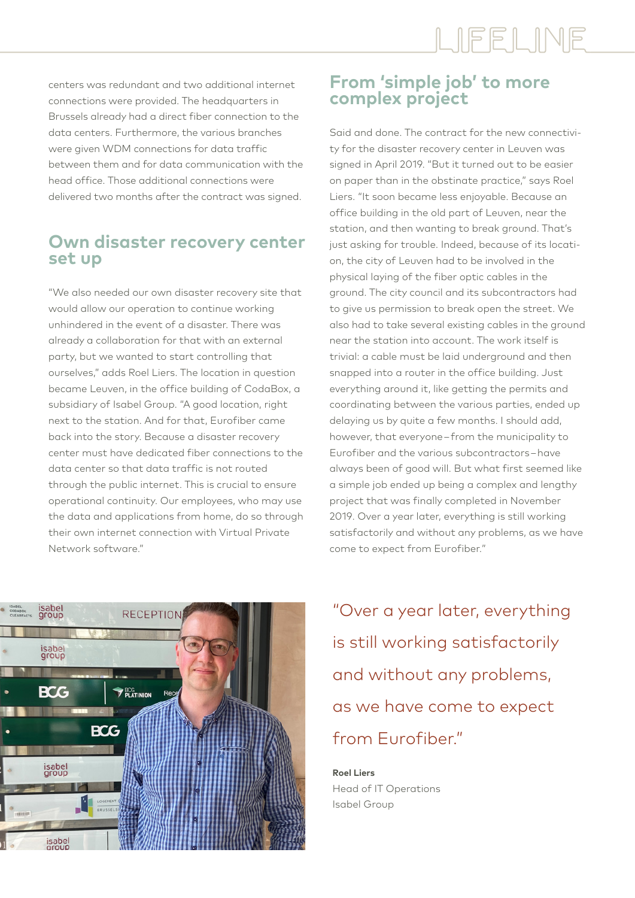centers was redundant and two additional internet connections were provided. The headquarters in Brussels already had a direct fiber connection to the data centers. Furthermore, the various branches were given WDM connections for data traffic between them and for data communication with the head office. Those additional connections were delivered two months after the contract was signed.

## Own disaster recovery center set up

"We also needed our own disaster recovery site that would allow our operation to continue working unhindered in the event of a disaster. There was already a collaboration for that with an external party, but we wanted to start controlling that ourselves," adds Roel Liers. The location in question became Leuven, in the office building of CodaBox, a subsidiary of Isabel Group. "A good location, right next to the station. And for that, Eurofiber came back into the story. Because a disaster recovery center must have dedicated fiber connections to the data center so that data traffic is not routed through the public internet. This is crucial to ensure operational continuity. Our employees, who may use the data and applications from home, do so through their own internet connection with Virtual Private Network software."

## From 'simple job' to more complex project

Said and done. The contract for the new connectivity for the disaster recovery center in Leuven was signed in April 2019. "But it turned out to be easier on paper than in the obstinate practice," says Roel Liers. "It soon became less enjoyable. Because an office building in the old part of Leuven, near the station, and then wanting to break ground. That's just asking for trouble. Indeed, because of its location, the city of Leuven had to be involved in the physical laying of the fiber optic cables in the ground. The city council and its subcontractors had to give us permission to break open the street. We also had to take several existing cables in the ground near the station into account. The work itself is trivial: a cable must be laid underground and then snapped into a router in the office building. Just everything around it, like getting the permits and coordinating between the various parties, ended up delaying us by quite a few months. I should add, however, that everyone – from the municipality to Eurofiber and the various subcontractors – have always been of good will. But what first seemed like a simple job ended up being a complex and lengthy project that was finally completed in November 2019. Over a year later, everything is still working satisfactorily and without any problems, as we have come to expect from Eurofiber."

"Over a year later, everything is still working satisfactorily and without any problems, as we have come to expect from Eurofiber."

**Roel Liers**
Head of IT Operations
Isabel Group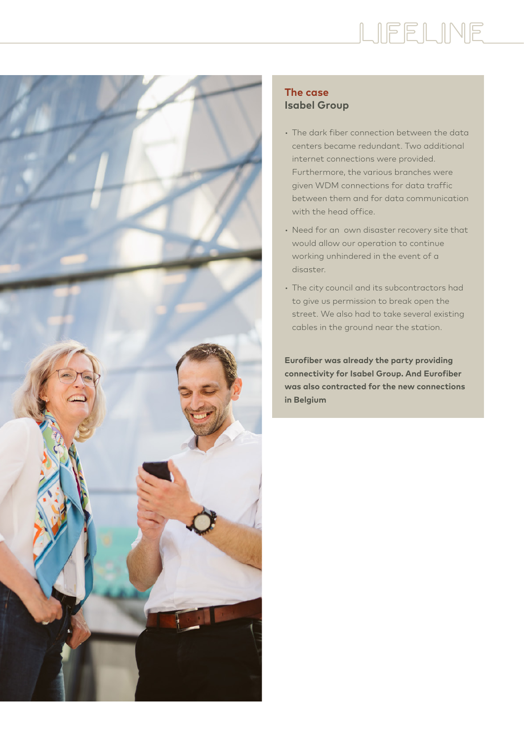## The case
## Isabel Group

- The dark fiber connection between the data centers became redundant. Two additional internet connections were provided. Furthermore, the various branches were given WDM connections for data traffic between them and for data communication with the head office.
- Need for an own disaster recovery site that would allow our operation to continue working unhindered in the event of a disaster.
- The city council and its subcontractors had to give us permission to break open the street. We also had to take several existing cables in the ground near the station.

**Eurofiber was already the party providing connectivity for Isabel Group. And Eurofiber was also contracted for the new connections in Belgium**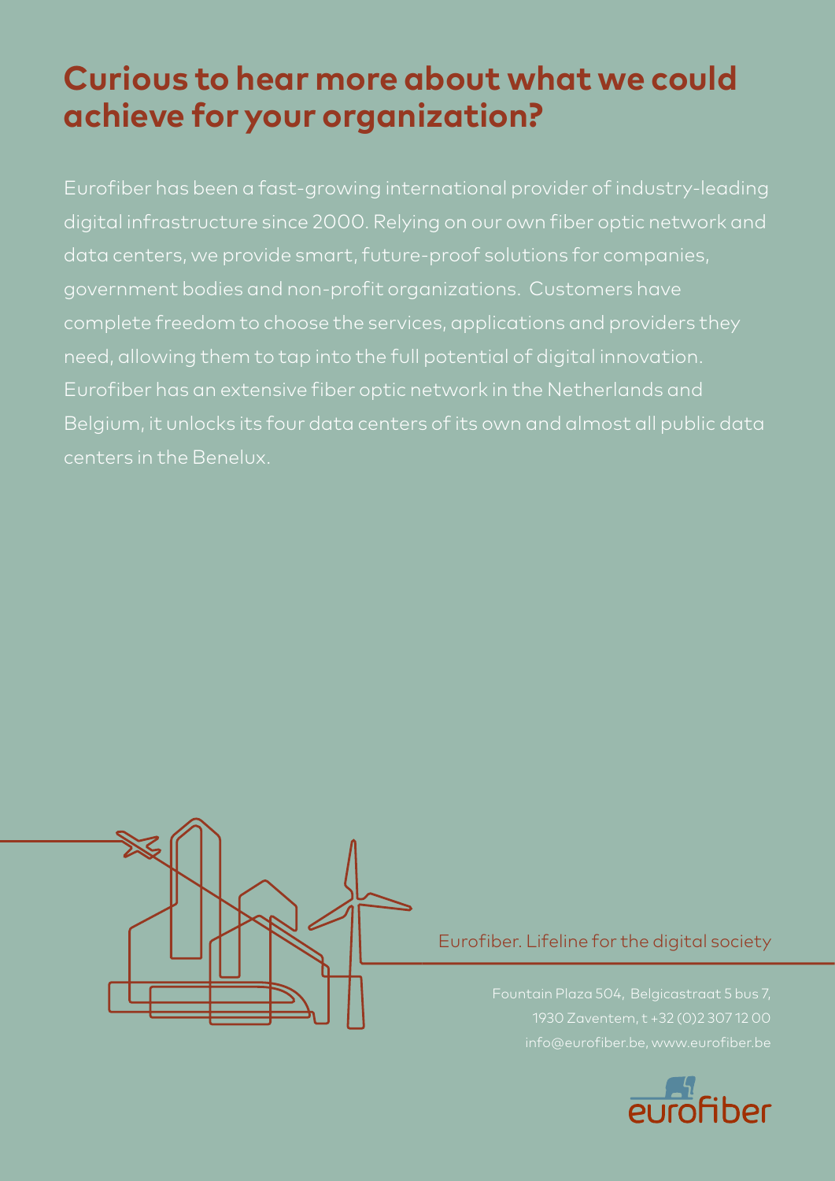# Curious to hear more about what we could achieve for your organization?

Eurofiber has been a fast-growing international provider of industry-leading digital infrastructure since 2000. Relying on our own fiber optic network and data centers, we provide smart, future-proof solutions for companies, government bodies and non-profit organizations.  Customers have complete freedom to choose the services, applications and providers they need, allowing them to tap into the full potential of digital innovation. Eurofiber has an extensive fiber optic network in the Netherlands and Belgium, it unlocks its four data centers of its own and almost all public data centers in the Benelux.

Eurofiber. Lifeline for the digital society

Fountain Plaza 504,  Belgicastraat 5 bus 7,
1930 Zaventem, t +32 (0)2 307 12 00
info@eurofiber.be, www.eurofiber.be

eurofiber